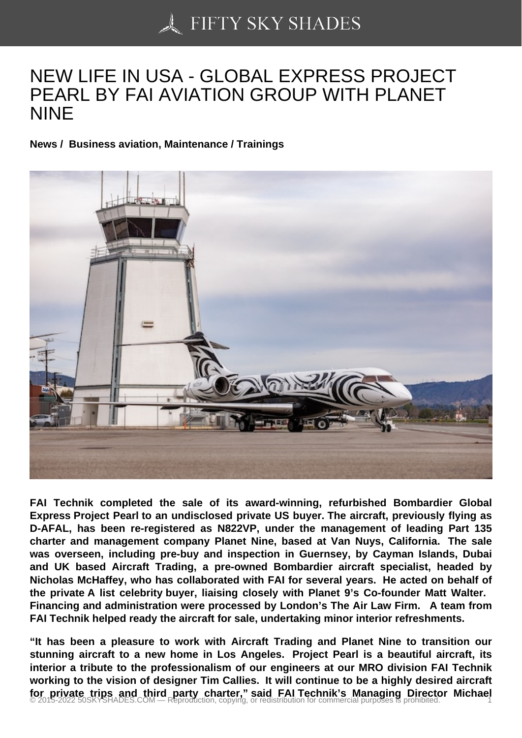# NEW LIFE IN USA - GLOBAL EXPRESS PROJECT PEARL BY FAI AVIATION GROUP WITH PLANET NINE

**News / Business aviation, Maintenance / Trainings**

**FAI Technik completed the sale of its award-winning, refurbished Bombardier Global Express Project Pearl to an undisclosed private US buyer. The aircraft, previously flying as D-AFAL, has been re-registered as N822VP, under the management of leading Part 135 charter and management company Planet Nine, based at Van Nuys, California. The sale was overseen, including pre-buy and inspection in Guernsey, by Cayman Islands, Dubai and UK based Aircraft Trading, a pre-owned Bombardier aircraft specialist, headed by Nicholas McHaffey, who has collaborated with FAI for several years. He acted on behalf of the private A list celebrity buyer, liaising closely with Planet 9's Co-founder Matt Walter. Financing and administration were processed by London's The Air Law Firm. A team from FAI Technik helped ready the aircraft for sale, undertaking minor interior refreshments.**

**"It has been a pleasure to work with Aircraft Trading and Planet Nine to transition our stunning aircraft to a new home in Los Angeles. Project Pearl is a beautiful aircraft, its interior a tribute to the professionalism of our engineers at our MRO division FAI Technik working to the vision of designer Tim Callies. It will continue to be a highly desired aircraft for private trips and third party charter," said FAI Technik's Managing Director Michael**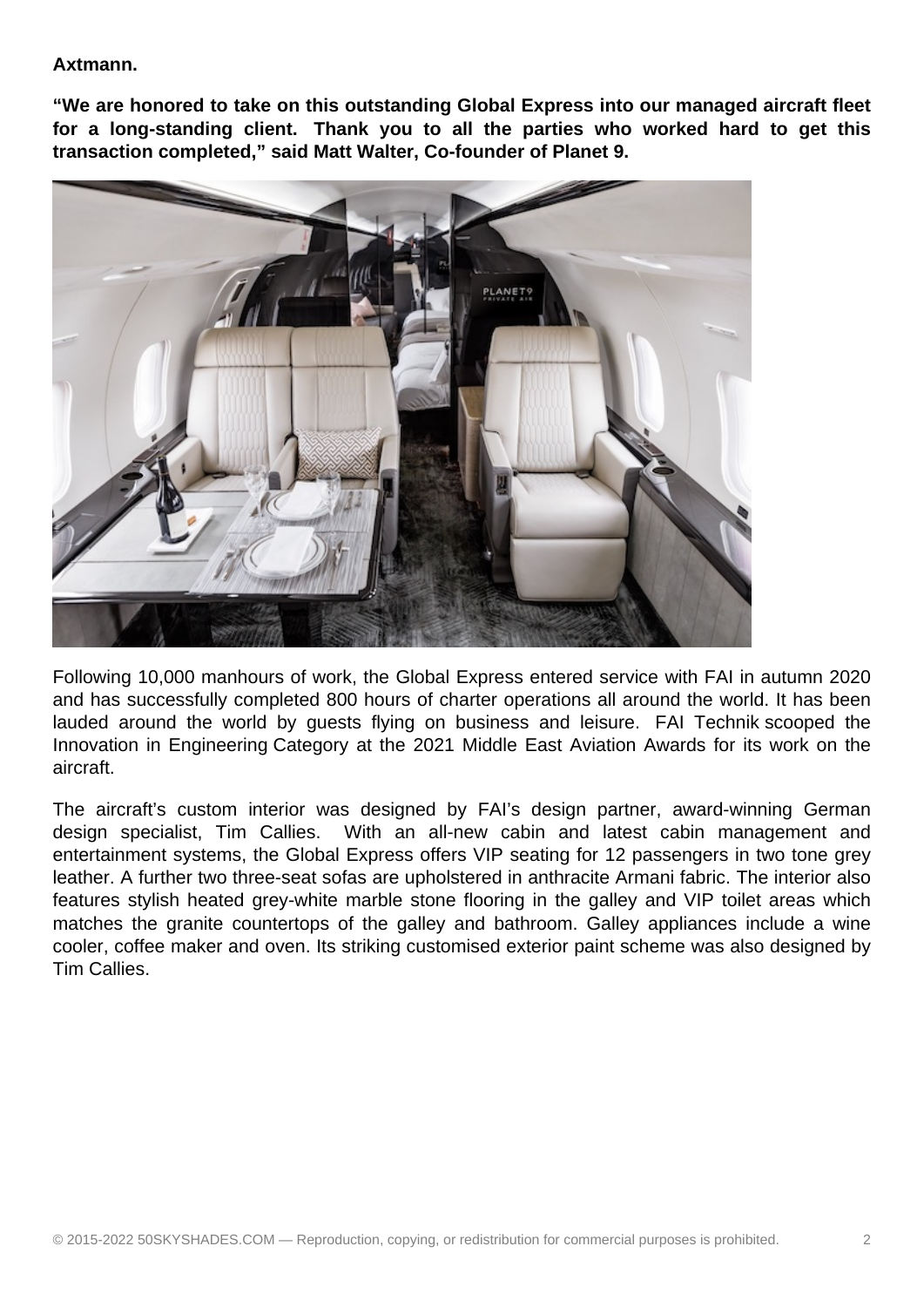**Axtmann.**

**“We are honored to take on this outstanding Global Express into our managed aircraft fleet for a long-standing client. Thank you to all the parties who worked hard to get this transaction completed,” said Matt Walter, Co-founder of Planet 9.**

Following 10,000 manhours of work, the Global Express entered service with FAI in autumn 2020 and has successfully completed 800 hours of charter operations all around the world. It has been lauded around the world by guests flying on business and leisure. FAI Technik scooped the Innovation in Engineering Category at the 2021 Middle East Aviation Awards for its work on the aircraft.

The aircraft’s custom interior was designed by FAI’s design partner, award-winning German design specialist, Tim Callies. With an all-new cabin and latest cabin management and entertainment systems, the Global Express offers VIP seating for 12 passengers in two tone grey leather. A further two three-seat sofas are upholstered in anthracite Armani fabric. The interior also features stylish heated grey-white marble stone flooring in the galley and VIP toilet areas which matches the granite countertops of the galley and bathroom. Galley appliances include a wine cooler, coffee maker and oven. Its striking customised exterior paint scheme was also designed by Tim Callies.

© 2015-2022 50SKYSHADES.COM — Reproduction, copying, or redistribution for commercial purposes is prohibited.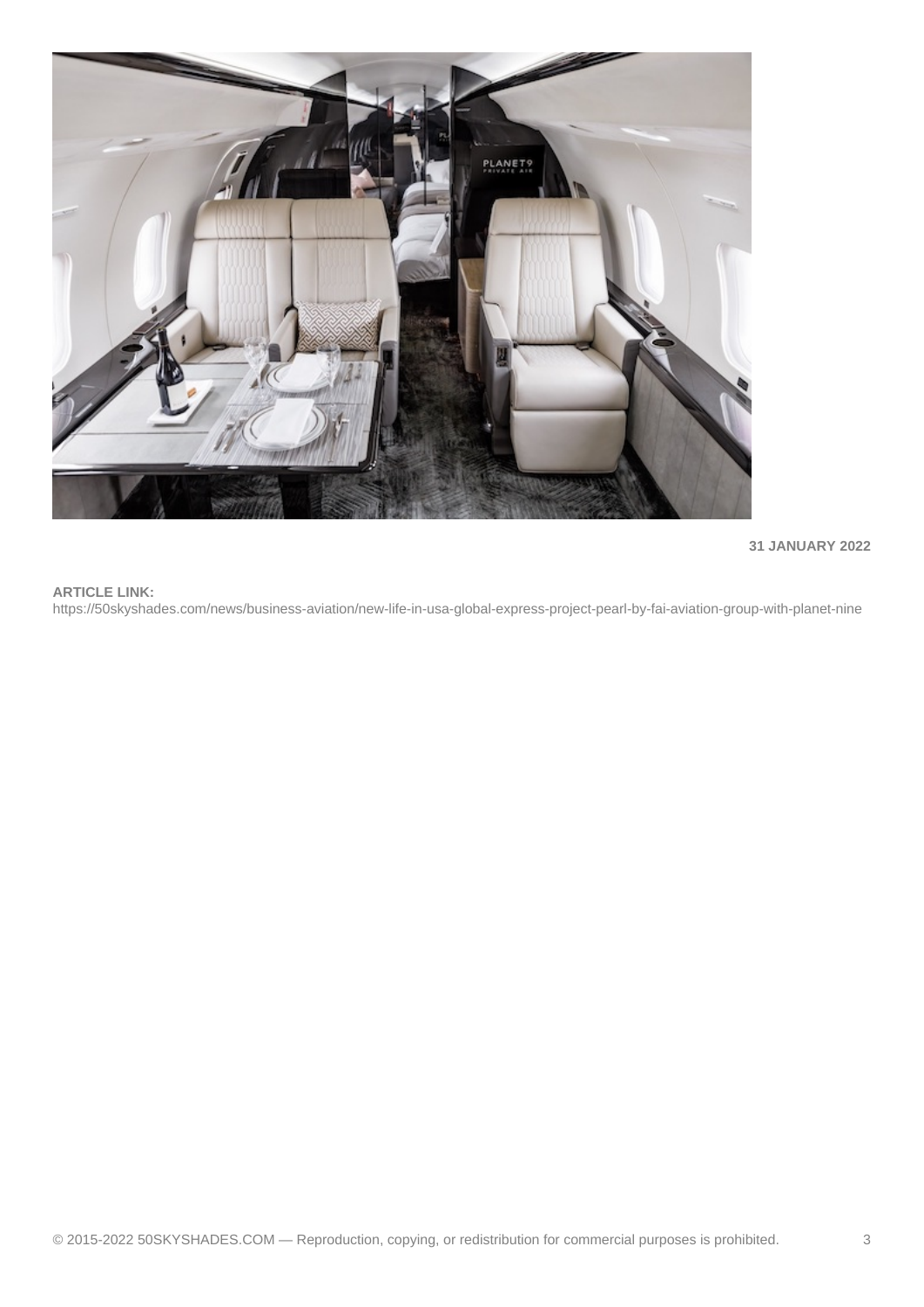**31 JANUARY 2022**

**ARTICLE LINK:**
https://50skyshades.com/news/business-aviation/new-life-in-usa-global-express-project-pearl-by-fai-aviation-group-with-planet-nine

© 2015-2022 50SKYSHADES.COM — Reproduction, copying, or redistribution for commercial purposes is prohibited.